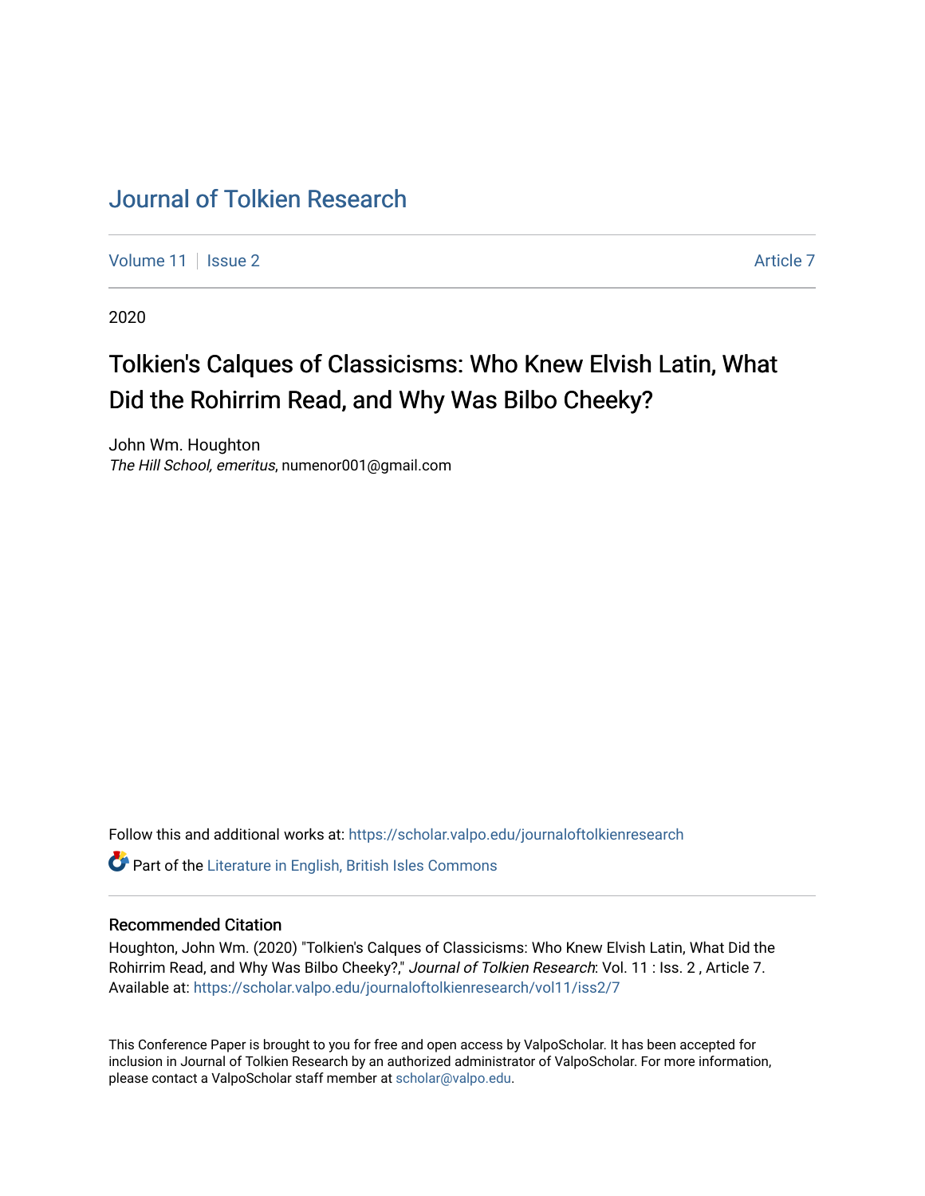# Journal of Tolkien Research

Volume 11 | Issue 2 | Article 7

2020

## Tolkien's Calques of Classicisms: Who Knew Elvish Latin, What Did the Rohirrim Read, and Why Was Bilbo Cheeky?

John Wm. Houghton
*The Hill School, emeritus*, numenor001@gmail.com

Follow this and additional works at: https://scholar.valpo.edu/journaloftolkienresearch

Part of the Literature in English, British Isles Commons

### Recommended Citation

Houghton, John Wm. (2020) "Tolkien's Calques of Classicisms: Who Knew Elvish Latin, What Did the Rohirrim Read, and Why Was Bilbo Cheeky?," *Journal of Tolkien Research*: Vol. 11 : Iss. 2 , Article 7.
Available at: https://scholar.valpo.edu/journaloftolkienresearch/vol11/iss2/7

This Conference Paper is brought to you for free and open access by ValpoScholar. It has been accepted for inclusion in Journal of Tolkien Research by an authorized administrator of ValpoScholar. For more information, please contact a ValpoScholar staff member at scholar@valpo.edu.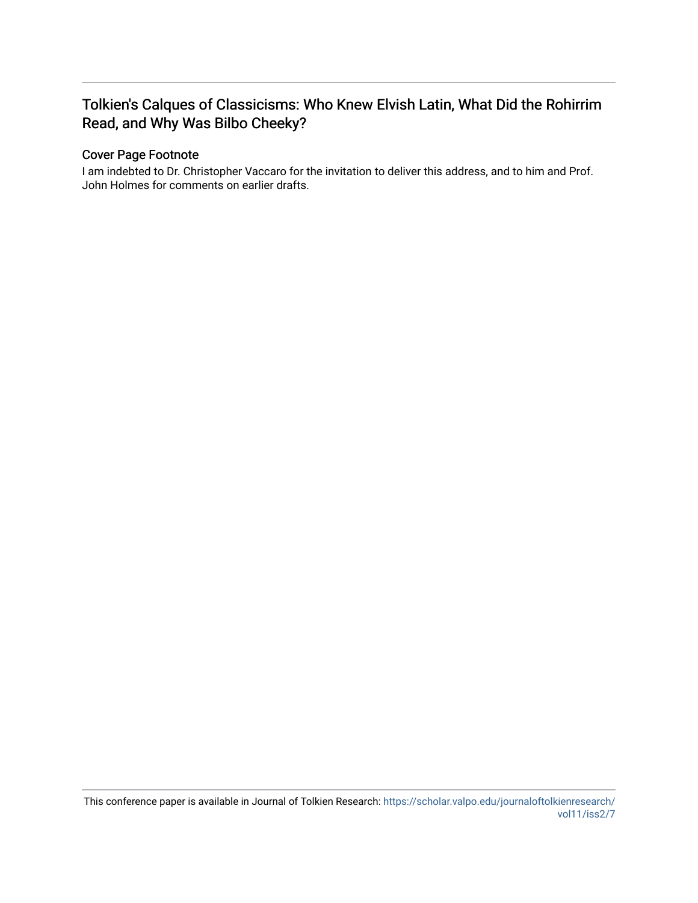## Tolkien's Calques of Classicisms: Who Knew Elvish Latin, What Did the Rohirrim Read, and Why Was Bilbo Cheeky?

### Cover Page Footnote

I am indebted to Dr. Christopher Vaccaro for the invitation to deliver this address, and to him and Prof. John Holmes for comments on earlier drafts.

This conference paper is available in Journal of Tolkien Research: https://scholar.valpo.edu/journaloftolkienresearch/vol11/iss2/7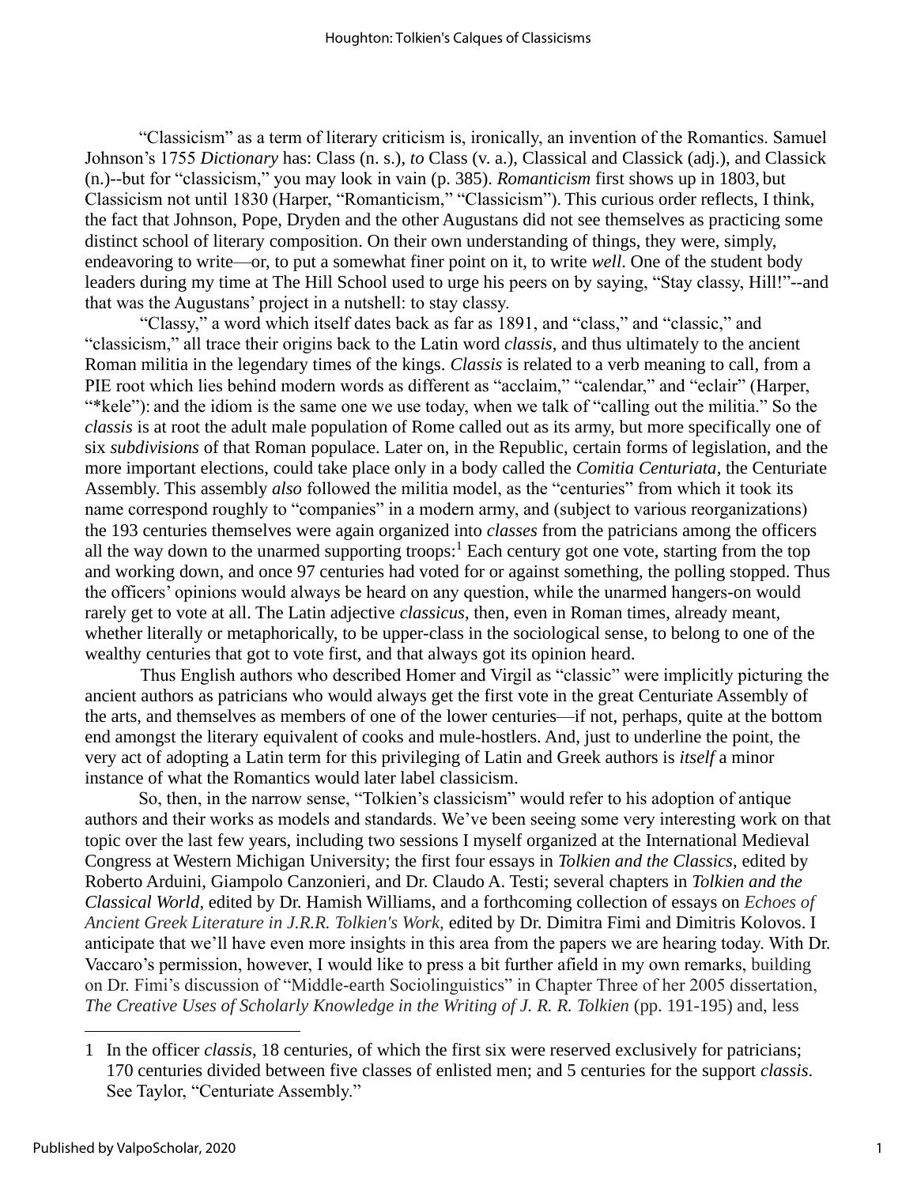"Classicism" as a term of literary criticism is, ironically, an invention of the Romantics. Samuel Johnson's 1755 *Dictionary* has: Class (n. s.), *to* Class (v. a.), Classical and Classick (adj.), and Classick (n.)--but for "classicism," you may look in vain (p. 385). *Romanticism* first shows up in 1803, but Classicism not until 1830 (Harper, "Romanticism," "Classicism"). This curious order reflects, I think, the fact that Johnson, Pope, Dryden and the other Augustans did not see themselves as practicing some distinct school of literary composition. On their own understanding of things, they were, simply, endeavoring to write—or, to put a somewhat finer point on it, to write *well*. One of the student body leaders during my time at The Hill School used to urge his peers on by saying, "Stay classy, Hill!"--and that was the Augustans' project in a nutshell: to stay classy.

"Classy," a word which itself dates back as far as 1891, and "class," and "classic," and "classicism," all trace their origins back to the Latin word *classis*, and thus ultimately to the ancient Roman militia in the legendary times of the kings. *Classis* is related to a verb meaning to call, from a PIE root which lies behind modern words as different as "acclaim," "calendar," and "eclair" (Harper, "*kele"): and the idiom is the same one we use today, when we talk of "calling out the militia." So the *classis* is at root the adult male population of Rome called out as its army, but more specifically one of six *subdivisions* of that Roman populace. Later on, in the Republic, certain forms of legislation, and the more important elections, could take place only in a body called the *Comitia Centuriata*, the Centuriate Assembly. This assembly *also* followed the militia model, as the "centuries" from which it took its name correspond roughly to "companies" in a modern army, and (subject to various reorganizations) the 193 centuries themselves were again organized into *classes* from the patricians among the officers all the way down to the unarmed supporting troops:[1] Each century got one vote, starting from the top and working down, and once 97 centuries had voted for or against something, the polling stopped. Thus the officers' opinions would always be heard on any question, while the unarmed hangers-on would rarely get to vote at all. The Latin adjective *classicus*, then, even in Roman times, already meant, whether literally or metaphorically, to be upper-class in the sociological sense, to belong to one of the wealthy centuries that got to vote first, and that always got its opinion heard.

Thus English authors who described Homer and Virgil as "classic" were implicitly picturing the ancient authors as patricians who would always get the first vote in the great Centuriate Assembly of the arts, and themselves as members of one of the lower centuries—if not, perhaps, quite at the bottom end amongst the literary equivalent of cooks and mule-hostlers. And, just to underline the point, the very act of adopting a Latin term for this privileging of Latin and Greek authors is *itself* a minor instance of what the Romantics would later label classicism.

So, then, in the narrow sense, "Tolkien's classicism" would refer to his adoption of antique authors and their works as models and standards. We've been seeing some very interesting work on that topic over the last few years, including two sessions I myself organized at the International Medieval Congress at Western Michigan University; the first four essays in *Tolkien and the Classics*, edited by Roberto Arduini, Giampolo Canzonieri, and Dr. Claudo A. Testi; several chapters in *Tolkien and the Classical World*, edited by Dr. Hamish Williams, and a forthcoming collection of essays on *Echoes of Ancient Greek Literature in J.R.R. Tolkien's Work,* edited by Dr. Dimitra Fimi and Dimitris Kolovos. I anticipate that we'll have even more insights in this area from the papers we are hearing today. With Dr. Vaccaro's permission, however, I would like to press a bit further afield in my own remarks, building on Dr. Fimi's discussion of "Middle-earth Sociolinguistics" in Chapter Three of her 2005 dissertation, *The Creative Uses of Scholarly Knowledge in the Writing of J. R. R. Tolkien* (pp. 191-195) and, less

---

1 In the officer *classis*, 18 centuries, of which the first six were reserved exclusively for patricians; 170 centuries divided between five classes of enlisted men; and 5 centuries for the support *classis*. See Taylor, "Centuriate Assembly."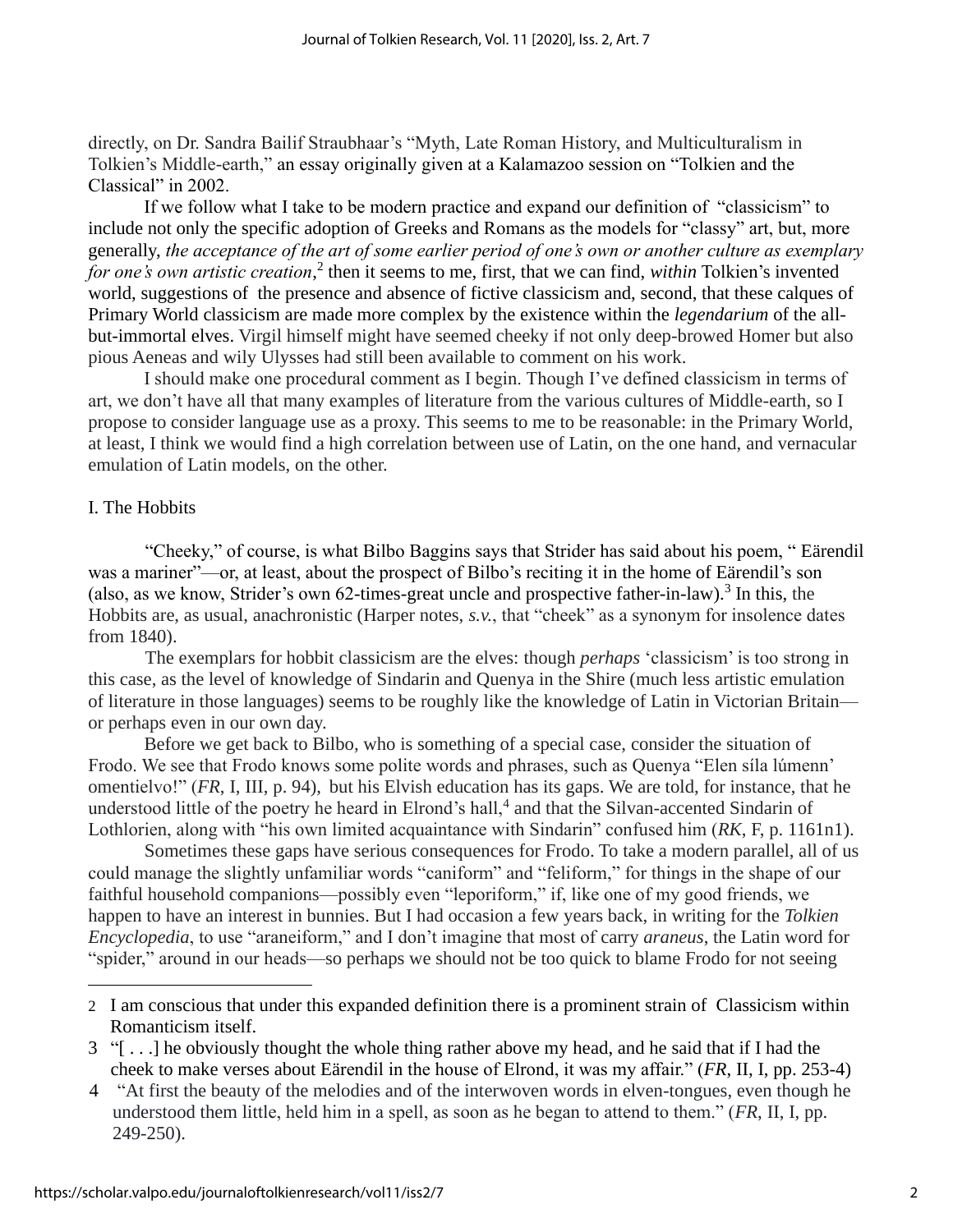directly, on Dr. Sandra Bailif Straubhaar's "Myth, Late Roman History, and Multiculturalism in Tolkien's Middle-earth," an essay originally given at a Kalamazoo session on "Tolkien and the Classical" in 2002.

If we follow what I take to be modern practice and expand our definition of "classicism" to include not only the specific adoption of Greeks and Romans as the models for "classy" art, but, more generally, *the acceptance of the art of some earlier period of one's own or another culture as exemplary for one's own artistic creation*,[2] then it seems to me, first, that we can find, *within* Tolkien's invented world, suggestions of the presence and absence of fictive classicism and, second, that these calques of Primary World classicism are made more complex by the existence within the *legendarium* of the all-but-immortal elves. Virgil himself might have seemed cheeky if not only deep-browed Homer but also pious Aeneas and wily Ulysses had still been available to comment on his work.

I should make one procedural comment as I begin. Though I've defined classicism in terms of art, we don't have all that many examples of literature from the various cultures of Middle-earth, so I propose to consider language use as a proxy. This seems to me to be reasonable: in the Primary World, at least, I think we would find a high correlation between use of Latin, on the one hand, and vernacular emulation of Latin models, on the other.

## I. The Hobbits

"Cheeky," of course, is what Bilbo Baggins says that Strider has said about his poem, " Eärendil was a mariner"—or, at least, about the prospect of Bilbo's reciting it in the home of Eärendil's son (also, as we know, Strider's own 62-times-great uncle and prospective father-in-law).[3] In this, the Hobbits are, as usual, anachronistic (Harper notes, *s.v.*, that "cheek" as a synonym for insolence dates from 1840).

The exemplars for hobbit classicism are the elves: though *perhaps* 'classicism' is too strong in this case, as the level of knowledge of Sindarin and Quenya in the Shire (much less artistic emulation of literature in those languages) seems to be roughly like the knowledge of Latin in Victorian Britain—or perhaps even in our own day.

Before we get back to Bilbo, who is something of a special case, consider the situation of Frodo. We see that Frodo knows some polite words and phrases, such as Quenya "Elen síla lúmenn' omentielvo!" (*FR*, I, III, p. 94), but his Elvish education has its gaps. We are told, for instance, that he understood little of the poetry he heard in Elrond's hall,[4] and that the Silvan-accented Sindarin of Lothlorien, along with "his own limited acquaintance with Sindarin" confused him (*RK*, F, p. 1161n1).

Sometimes these gaps have serious consequences for Frodo. To take a modern parallel, all of us could manage the slightly unfamiliar words "caniform" and "feliform," for things in the shape of our faithful household companions—possibly even "leporiform," if, like one of my good friends, we happen to have an interest in bunnies. But I had occasion a few years back, in writing for the *Tolkien Encyclopedia*, to use "araneiform," and I don't imagine that most of carry *araneus*, the Latin word for "spider," around in our heads—so perhaps we should not be too quick to blame Frodo for not seeing

---

2 I am conscious that under this expanded definition there is a prominent strain of Classicism within Romanticism itself.

3 "[ . . .] he obviously thought the whole thing rather above my head, and he said that if I had the cheek to make verses about Eärendil in the house of Elrond, it was my affair." (*FR*, II, I, pp. 253-4)

4 "At first the beauty of the melodies and of the interwoven words in elven-tongues, even though he understood them little, held him in a spell, as soon as he began to attend to them." (*FR*, II, I, pp. 249-250).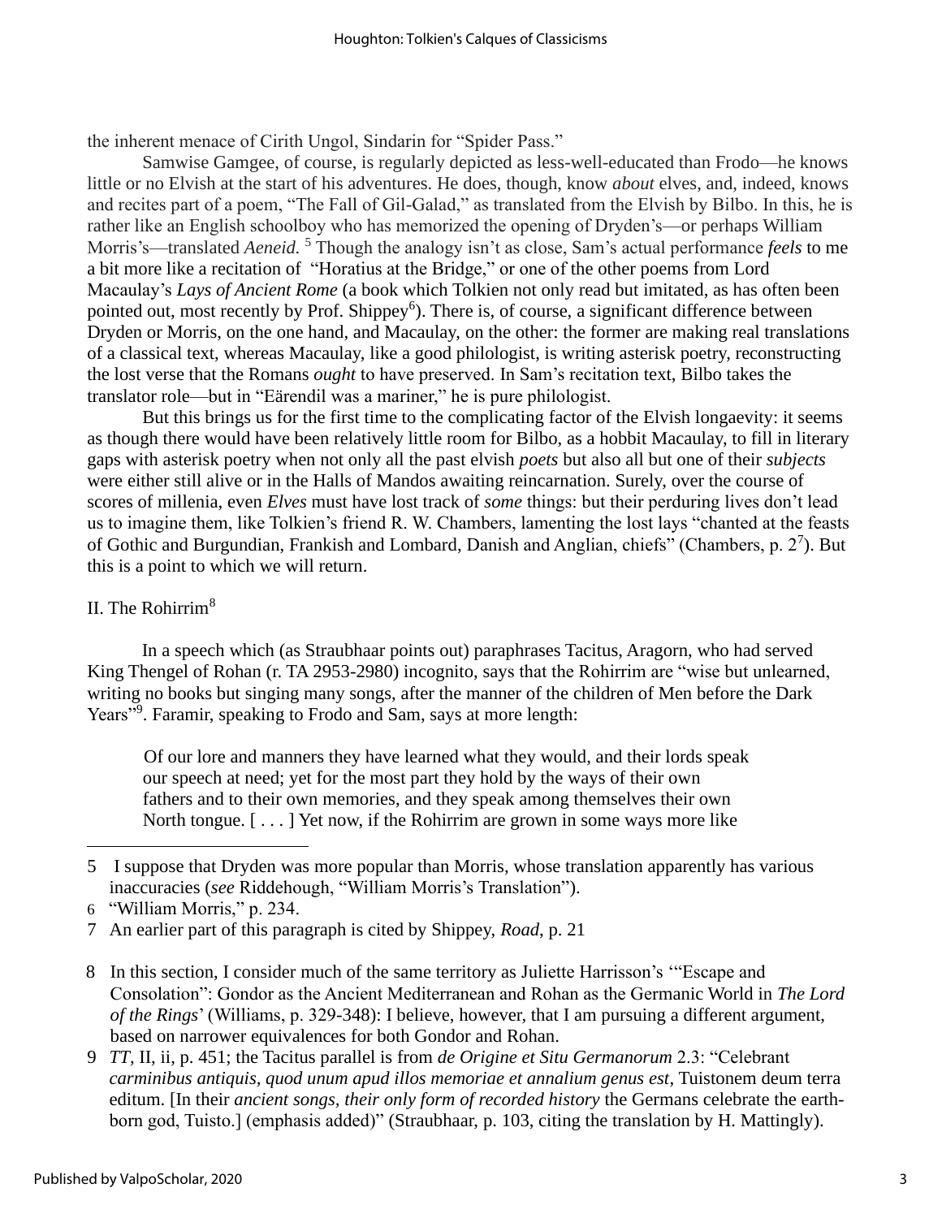the inherent menace of Cirith Ungol, Sindarin for "Spider Pass."

Samwise Gamgee, of course, is regularly depicted as less-well-educated than Frodo—he knows little or no Elvish at the start of his adventures. He does, though, know *about* elves, and, indeed, knows and recites part of a poem, "The Fall of Gil-Galad," as translated from the Elvish by Bilbo. In this, he is rather like an English schoolboy who has memorized the opening of Dryden's—or perhaps William Morris's—translated *Aeneid.* [5] Though the analogy isn't as close, Sam's actual performance *feels* to me a bit more like a recitation of "Horatius at the Bridge," or one of the other poems from Lord Macaulay's *Lays of Ancient Rome* (a book which Tolkien not only read but imitated, as has often been pointed out, most recently by Prof. Shippey[6]). There is, of course, a significant difference between Dryden or Morris, on the one hand, and Macaulay, on the other: the former are making real translations of a classical text, whereas Macaulay, like a good philologist, is writing asterisk poetry, reconstructing the lost verse that the Romans *ought* to have preserved. In Sam's recitation text, Bilbo takes the translator role—but in "Eärendil was a mariner," he is pure philologist.

But this brings us for the first time to the complicating factor of the Elvish longaevity: it seems as though there would have been relatively little room for Bilbo, as a hobbit Macaulay, to fill in literary gaps with asterisk poetry when not only all the past elvish *poets* but also all but one of their *subjects* were either still alive or in the Halls of Mandos awaiting reincarnation. Surely, over the course of scores of millenia, even *Elves* must have lost track of *some* things: but their perduring lives don't lead us to imagine them, like Tolkien's friend R. W. Chambers, lamenting the lost lays "chanted at the feasts of Gothic and Burgundian, Frankish and Lombard, Danish and Anglian, chiefs" (Chambers, p. 2[7]). But this is a point to which we will return.

## II. The Rohirrim[8]

In a speech which (as Straubhaar points out) paraphrases Tacitus, Aragorn, who had served King Thengel of Rohan (r. TA 2953-2980) incognito, says that the Rohirrim are "wise but unlearned, writing no books but singing many songs, after the manner of the children of Men before the Dark Years"[9]. Faramir, speaking to Frodo and Sam, says at more length:

> Of our lore and manners they have learned what they would, and their lords speak our speech at need; yet for the most part they hold by the ways of their own fathers and to their own memories, and they speak among themselves their own North tongue. [ . . . ] Yet now, if the Rohirrim are grown in some ways more like

---

5 I suppose that Dryden was more popular than Morris, whose translation apparently has various inaccuracies (*see* Riddehough, "William Morris's Translation").

6 "William Morris," p. 234.

7 An earlier part of this paragraph is cited by Shippey, *Road*, p. 21

8 In this section, I consider much of the same territory as Juliette Harrisson's '"Escape and Consolation": Gondor as the Ancient Mediterranean and Rohan as the Germanic World in *The Lord of the Rings*' (Williams, p. 329-348): I believe, however, that I am pursuing a different argument, based on narrower equivalences for both Gondor and Rohan.

9 *TT*, II, ii, p. 451; the Tacitus parallel is from *de Origine et Situ Germanorum* 2.3: "Celebrant *carminibus antiquis, quod unum apud illos memoriae et annalium genus est*, Tuistonem deum terra editum. [In their *ancient songs, their only form of recorded history* the Germans celebrate the earth-born god, Tuisto.] (emphasis added)" (Straubhaar, p. 103, citing the translation by H. Mattingly).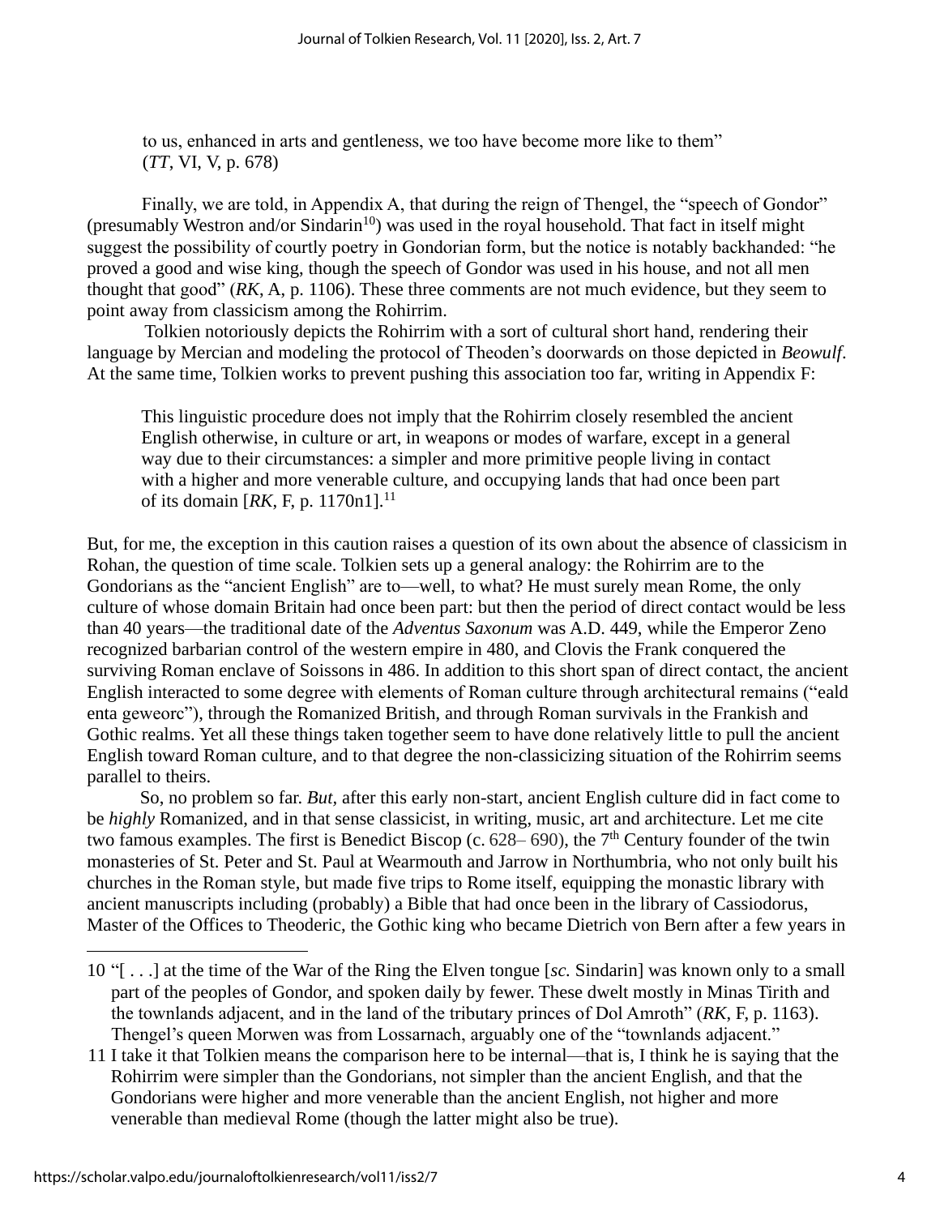> to us, enhanced in arts and gentleness, we too have become more like to them" (*TT*, VI, V, p. 678)

Finally, we are told, in Appendix A, that during the reign of Thengel, the "speech of Gondor" (presumably Westron and/or Sindarin[10]) was used in the royal household. That fact in itself might suggest the possibility of courtly poetry in Gondorian form, but the notice is notably backhanded: "he proved a good and wise king, though the speech of Gondor was used in his house, and not all men thought that good" (*RK*, A, p. 1106). These three comments are not much evidence, but they seem to point away from classicism among the Rohirrim.

Tolkien notoriously depicts the Rohirrim with a sort of cultural short hand, rendering their language by Mercian and modeling the protocol of Theoden's doorwards on those depicted in *Beowulf*. At the same time, Tolkien works to prevent pushing this association too far, writing in Appendix F:

> This linguistic procedure does not imply that the Rohirrim closely resembled the ancient English otherwise, in culture or art, in weapons or modes of warfare, except in a general way due to their circumstances: a simpler and more primitive people living in contact with a higher and more venerable culture, and occupying lands that had once been part of its domain [*RK*, F, p. 1170n1].[11]

But, for me, the exception in this caution raises a question of its own about the absence of classicism in Rohan, the question of time scale. Tolkien sets up a general analogy: the Rohirrim are to the Gondorians as the "ancient English" are to—well, to what? He must surely mean Rome, the only culture of whose domain Britain had once been part: but then the period of direct contact would be less than 40 years—the traditional date of the *Adventus Saxonum* was A.D. 449, while the Emperor Zeno recognized barbarian control of the western empire in 480, and Clovis the Frank conquered the surviving Roman enclave of Soissons in 486. In addition to this short span of direct contact, the ancient English interacted to some degree with elements of Roman culture through architectural remains ("eald enta geweorc"), through the Romanized British, and through Roman survivals in the Frankish and Gothic realms. Yet all these things taken together seem to have done relatively little to pull the ancient English toward Roman culture, and to that degree the non-classicizing situation of the Rohirrim seems parallel to theirs.

So, no problem so far. *But,* after this early non-start, ancient English culture did in fact come to be *highly* Romanized, and in that sense classicist, in writing, music, art and architecture. Let me cite two famous examples. The first is Benedict Biscop (c. 628– 690), the 7th Century founder of the twin monasteries of St. Peter and St. Paul at Wearmouth and Jarrow in Northumbria, who not only built his churches in the Roman style, but made five trips to Rome itself, equipping the monastic library with ancient manuscripts including (probably) a Bible that had once been in the library of Cassiodorus, Master of the Offices to Theoderic, the Gothic king who became Dietrich von Bern after a few years in

---

10 "[ . . .] at the time of the War of the Ring the Elven tongue [*sc.* Sindarin] was known only to a small part of the peoples of Gondor, and spoken daily by fewer. These dwelt mostly in Minas Tirith and the townlands adjacent, and in the land of the tributary princes of Dol Amroth" (*RK*, F, p. 1163). Thengel's queen Morwen was from Lossarnach, arguably one of the "townlands adjacent."

11 I take it that Tolkien means the comparison here to be internal—that is, I think he is saying that the Rohirrim were simpler than the Gondorians, not simpler than the ancient English, and that the Gondorians were higher and more venerable than the ancient English, not higher and more venerable than medieval Rome (though the latter might also be true).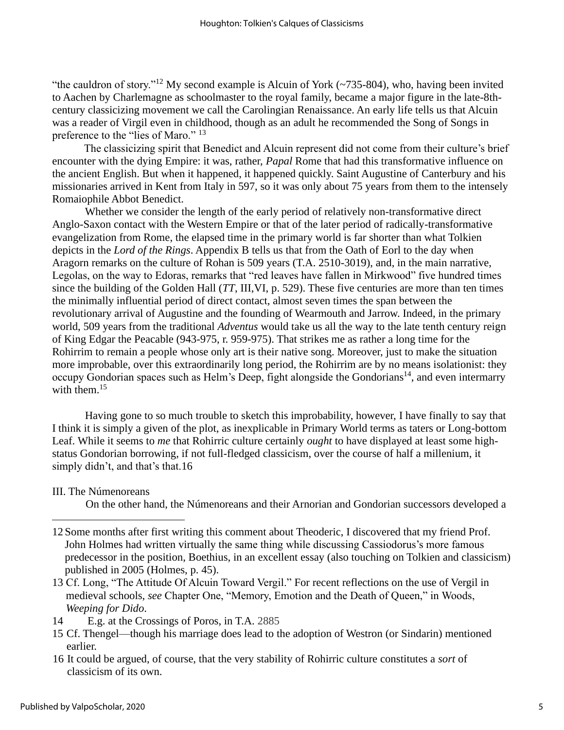"the cauldron of story."[12] My second example is Alcuin of York (~735-804), who, having been invited to Aachen by Charlemagne as schoolmaster to the royal family, became a major figure in the late-8th-century classicizing movement we call the Carolingian Renaissance. An early life tells us that Alcuin was a reader of Virgil even in childhood, though as an adult he recommended the Song of Songs in preference to the "lies of Maro." [13]

The classicizing spirit that Benedict and Alcuin represent did not come from their culture's brief encounter with the dying Empire: it was, rather, *Papal* Rome that had this transformative influence on the ancient English. But when it happened, it happened quickly. Saint Augustine of Canterbury and his missionaries arrived in Kent from Italy in 597, so it was only about 75 years from them to the intensely Romaiophile Abbot Benedict.

Whether we consider the length of the early period of relatively non-transformative direct Anglo-Saxon contact with the Western Empire or that of the later period of radically-transformative evangelization from Rome, the elapsed time in the primary world is far shorter than what Tolkien depicts in the *Lord of the Rings*. Appendix B tells us that from the Oath of Eorl to the day when Aragorn remarks on the culture of Rohan is 509 years (T.A. 2510-3019), and, in the main narrative, Legolas, on the way to Edoras, remarks that "red leaves have fallen in Mirkwood" five hundred times since the building of the Golden Hall (*TT*, III,VI, p. 529). These five centuries are more than ten times the minimally influential period of direct contact, almost seven times the span between the revolutionary arrival of Augustine and the founding of Wearmouth and Jarrow. Indeed, in the primary world, 509 years from the traditional *Adventus* would take us all the way to the late tenth century reign of King Edgar the Peacable (943-975, r. 959-975). That strikes me as rather a long time for the Rohirrim to remain a people whose only art is their native song. Moreover, just to make the situation more improbable, over this extraordinarily long period, the Rohirrim are by no means isolationist: they occupy Gondorian spaces such as Helm's Deep, fight alongside the Gondorians[14], and even intermarry with them.[15]

Having gone to so much trouble to sketch this improbability, however, I have finally to say that I think it is simply a given of the plot, as inexplicable in Primary World terms as taters or Long-bottom Leaf. While it seems to *me* that Rohirric culture certainly *ought* to have displayed at least some high-status Gondorian borrowing, if not full-fledged classicism, over the course of half a millenium, it simply didn't, and that's that.16

III. The Númenoreans

On the other hand, the Númenoreans and their Arnorian and Gondorian successors developed a

---

12 Some months after first writing this comment about Theoderic, I discovered that my friend Prof. John Holmes had written virtually the same thing while discussing Cassiodorus's more famous predecessor in the position, Boethius, in an excellent essay (also touching on Tolkien and classicism) published in 2005 (Holmes, p. 45).

13 Cf. Long, "The Attitude Of Alcuin Toward Vergil." For recent reflections on the use of Vergil in medieval schools, *see* Chapter One, "Memory, Emotion and the Death of Queen," in Woods, *Weeping for Dido*.

14 E.g. at the Crossings of Poros, in T.A. 2885

15 Cf. Thengel—though his marriage does lead to the adoption of Westron (or Sindarin) mentioned earlier.

16 It could be argued, of course, that the very stability of Rohirric culture constitutes a *sort* of classicism of its own.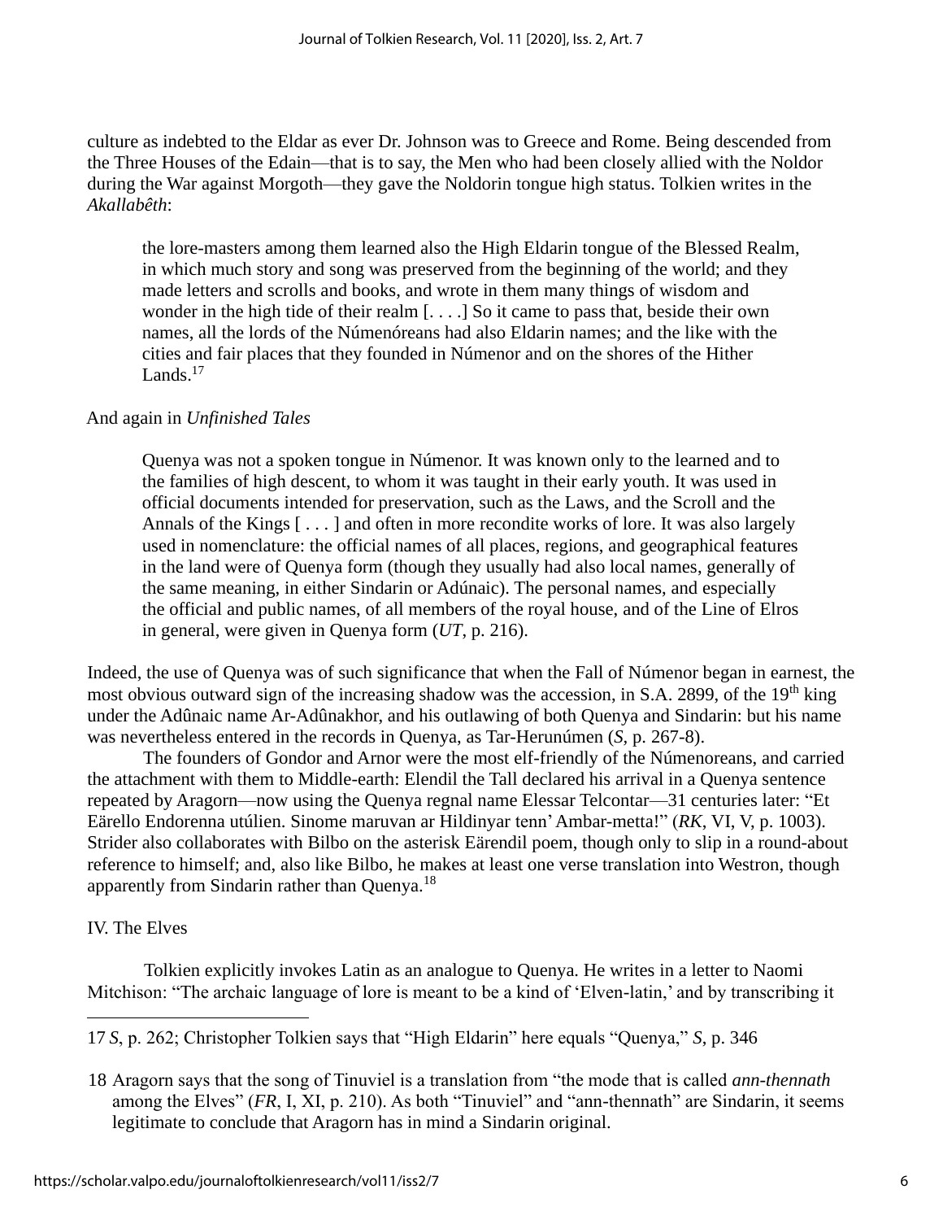culture as indebted to the Eldar as ever Dr. Johnson was to Greece and Rome. Being descended from the Three Houses of the Edain—that is to say, the Men who had been closely allied with the Noldor during the War against Morgoth—they gave the Noldorin tongue high status. Tolkien writes in the *Akallabêth*:

> the lore-masters among them learned also the High Eldarin tongue of the Blessed Realm, in which much story and song was preserved from the beginning of the world; and they made letters and scrolls and books, and wrote in them many things of wisdom and wonder in the high tide of their realm [. . . .] So it came to pass that, beside their own names, all the lords of the Númenóreans had also Eldarin names; and the like with the cities and fair places that they founded in Númenor and on the shores of the Hither Lands.[17]

And again in *Unfinished Tales*

> Quenya was not a spoken tongue in Númenor. It was known only to the learned and to the families of high descent, to whom it was taught in their early youth. It was used in official documents intended for preservation, such as the Laws, and the Scroll and the Annals of the Kings [ . . . ] and often in more recondite works of lore. It was also largely used in nomenclature: the official names of all places, regions, and geographical features in the land were of Quenya form (though they usually had also local names, generally of the same meaning, in either Sindarin or Adúnaic). The personal names, and especially the official and public names, of all members of the royal house, and of the Line of Elros in general, were given in Quenya form (*UT*, p. 216).

Indeed, the use of Quenya was of such significance that when the Fall of Númenor began in earnest, the most obvious outward sign of the increasing shadow was the accession, in S.A. 2899, of the 19th king under the Adûnaic name Ar-Adûnakhor, and his outlawing of both Quenya and Sindarin: but his name was nevertheless entered in the records in Quenya, as Tar-Herunúmen (*S*, p. 267-8).

The founders of Gondor and Arnor were the most elf-friendly of the Númenoreans, and carried the attachment with them to Middle-earth: Elendil the Tall declared his arrival in a Quenya sentence repeated by Aragorn—now using the Quenya regnal name Elessar Telcontar—31 centuries later: "Et Eärello Endorenna utúlien. Sinome maruvan ar Hildinyar tenn' Ambar-metta!" (*RK*, VI, V, p. 1003). Strider also collaborates with Bilbo on the asterisk Eärendil poem, though only to slip in a round-about reference to himself; and, also like Bilbo, he makes at least one verse translation into Westron, though apparently from Sindarin rather than Quenya.[18]

## IV. The Elves

Tolkien explicitly invokes Latin as an analogue to Quenya. He writes in a letter to Naomi Mitchison: "The archaic language of lore is meant to be a kind of 'Elven-latin,' and by transcribing it

---

17 *S*, p. 262; Christopher Tolkien says that "High Eldarin" here equals "Quenya," *S*, p. 346

18 Aragorn says that the song of Tinuviel is a translation from "the mode that is called *ann-thennath* among the Elves" (*FR*, I, XI, p. 210). As both "Tinuviel" and "ann-thennath" are Sindarin, it seems legitimate to conclude that Aragorn has in mind a Sindarin original.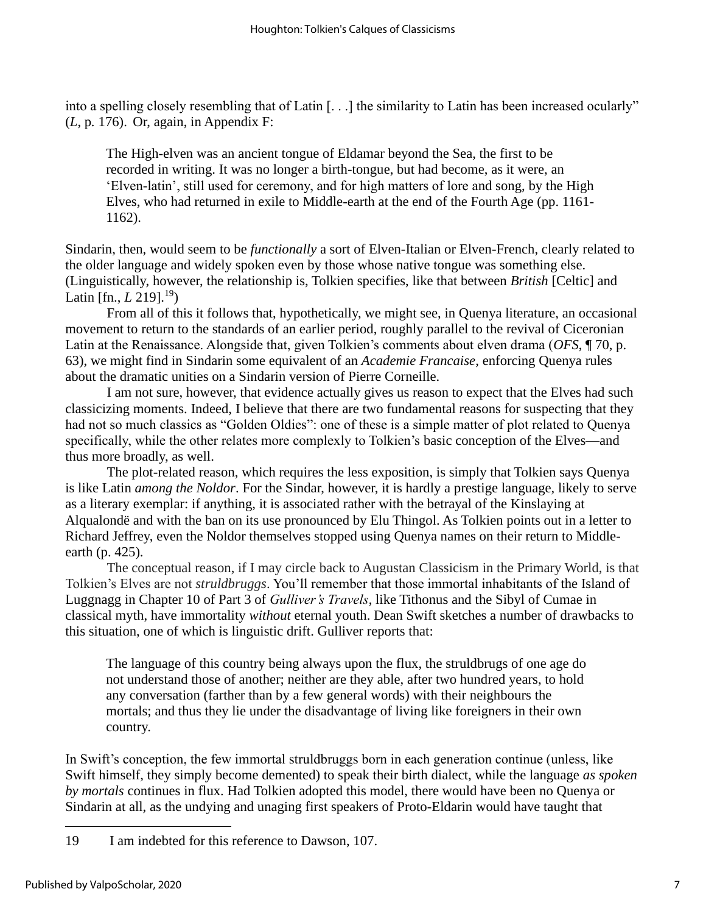into a spelling closely resembling that of Latin [. . .] the similarity to Latin has been increased ocularly" (*L*, p. 176). Or, again, in Appendix F:

> The High-elven was an ancient tongue of Eldamar beyond the Sea, the first to be recorded in writing. It was no longer a birth-tongue, but had become, as it were, an 'Elven-latin', still used for ceremony, and for high matters of lore and song, by the High Elves, who had returned in exile to Middle-earth at the end of the Fourth Age (pp. 1161-1162).

Sindarin, then, would seem to be *functionally* a sort of Elven-Italian or Elven-French, clearly related to the older language and widely spoken even by those whose native tongue was something else. (Linguistically, however, the relationship is, Tolkien specifies, like that between *British* [Celtic] and Latin [fn., *L* 219].[19])

From all of this it follows that, hypothetically, we might see, in Quenya literature, an occasional movement to return to the standards of an earlier period, roughly parallel to the revival of Ciceronian Latin at the Renaissance. Alongside that, given Tolkien's comments about elven drama (*OFS*, ¶ 70, p. 63), we might find in Sindarin some equivalent of an *Academie Francaise*, enforcing Quenya rules about the dramatic unities on a Sindarin version of Pierre Corneille.

I am not sure, however, that evidence actually gives us reason to expect that the Elves had such classicizing moments. Indeed, I believe that there are two fundamental reasons for suspecting that they had not so much classics as "Golden Oldies": one of these is a simple matter of plot related to Quenya specifically, while the other relates more complexly to Tolkien's basic conception of the Elves—and thus more broadly, as well.

The plot-related reason, which requires the less exposition, is simply that Tolkien says Quenya is like Latin *among the Noldor*. For the Sindar, however, it is hardly a prestige language, likely to serve as a literary exemplar: if anything, it is associated rather with the betrayal of the Kinslaying at Alqualondë and with the ban on its use pronounced by Elu Thingol. As Tolkien points out in a letter to Richard Jeffrey, even the Noldor themselves stopped using Quenya names on their return to Middle-earth (p. 425).

The conceptual reason, if I may circle back to Augustan Classicism in the Primary World, is that Tolkien's Elves are not *struldbruggs*. You'll remember that those immortal inhabitants of the Island of Luggnagg in Chapter 10 of Part 3 of *Gulliver's Travels*, like Tithonus and the Sibyl of Cumae in classical myth, have immortality *without* eternal youth. Dean Swift sketches a number of drawbacks to this situation, one of which is linguistic drift. Gulliver reports that:

> The language of this country being always upon the flux, the struldbrugs of one age do not understand those of another; neither are they able, after two hundred years, to hold any conversation (farther than by a few general words) with their neighbours the mortals; and thus they lie under the disadvantage of living like foreigners in their own country.

In Swift's conception, the few immortal struldbruggs born in each generation continue (unless, like Swift himself, they simply become demented) to speak their birth dialect, while the language *as spoken by mortals* continues in flux. Had Tolkien adopted this model, there would have been no Quenya or Sindarin at all, as the undying and unaging first speakers of Proto-Eldarin would have taught that

---

19 I am indebted for this reference to Dawson, 107.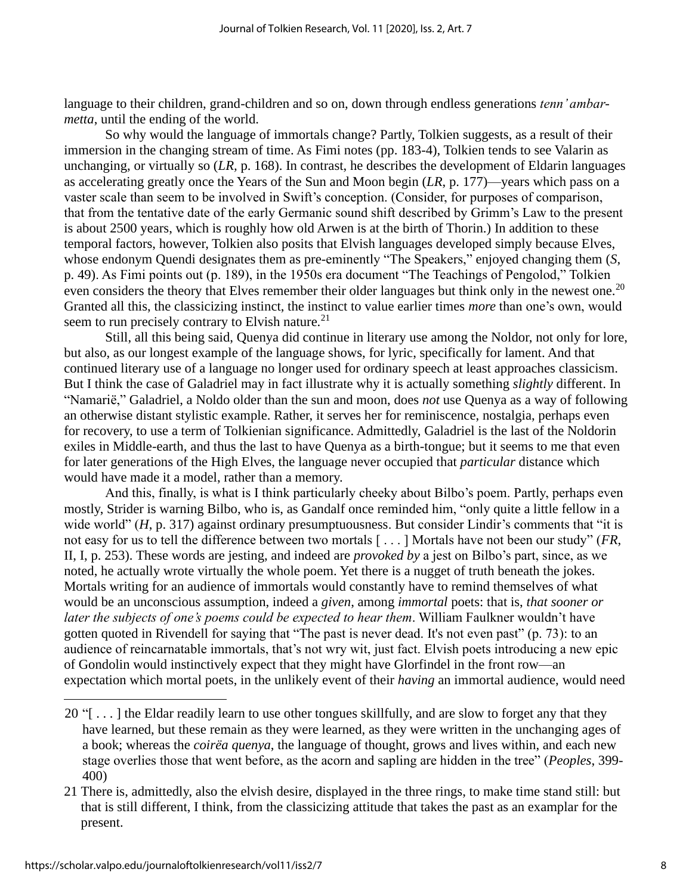language to their children, grand-children and so on, down through endless generations *tenn' ambar-metta*, until the ending of the world.

So why would the language of immortals change? Partly, Tolkien suggests, as a result of their immersion in the changing stream of time. As Fimi notes (pp. 183-4), Tolkien tends to see Valarin as unchanging, or virtually so (*LR*, p. 168). In contrast, he describes the development of Eldarin languages as accelerating greatly once the Years of the Sun and Moon begin (*LR*, p. 177)—years which pass on a vaster scale than seem to be involved in Swift's conception. (Consider, for purposes of comparison, that from the tentative date of the early Germanic sound shift described by Grimm's Law to the present is about 2500 years, which is roughly how old Arwen is at the birth of Thorin.) In addition to these temporal factors, however, Tolkien also posits that Elvish languages developed simply because Elves, whose endonym Quendi designates them as pre-eminently "The Speakers," enjoyed changing them (*S*, p. 49). As Fimi points out (p. 189), in the 1950s era document "The Teachings of Pengolod," Tolkien even considers the theory that Elves remember their older languages but think only in the newest one.[20] Granted all this, the classicizing instinct, the instinct to value earlier times *more* than one's own, would seem to run precisely contrary to Elvish nature.[21]

Still, all this being said, Quenya did continue in literary use among the Noldor, not only for lore, but also, as our longest example of the language shows, for lyric, specifically for lament. And that continued literary use of a language no longer used for ordinary speech at least approaches classicism. But I think the case of Galadriel may in fact illustrate why it is actually something *slightly* different. In "Namarië," Galadriel, a Noldo older than the sun and moon, does *not* use Quenya as a way of following an otherwise distant stylistic example. Rather, it serves her for reminiscence, nostalgia, perhaps even for recovery, to use a term of Tolkienian significance. Admittedly, Galadriel is the last of the Noldorin exiles in Middle-earth, and thus the last to have Quenya as a birth-tongue; but it seems to me that even for later generations of the High Elves, the language never occupied that *particular* distance which would have made it a model, rather than a memory.

And this, finally, is what is I think particularly cheeky about Bilbo's poem. Partly, perhaps even mostly, Strider is warning Bilbo, who is, as Gandalf once reminded him, "only quite a little fellow in a wide world" (*H*, p. 317) against ordinary presumptuousness. But consider Lindir's comments that "it is not easy for us to tell the difference between two mortals [ . . . ] Mortals have not been our study" (*FR*, II, I, p. 253). These words are jesting, and indeed are *provoked by* a jest on Bilbo's part, since, as we noted, he actually wrote virtually the whole poem. Yet there is a nugget of truth beneath the jokes. Mortals writing for an audience of immortals would constantly have to remind themselves of what would be an unconscious assumption, indeed a *given*, among *immortal* poets: that is, *that sooner or later the subjects of one's poems could be expected to hear them*. William Faulkner wouldn't have gotten quoted in Rivendell for saying that "The past is never dead. It's not even past" (p. 73): to an audience of reincarnatable immortals, that's not wry wit, just fact. Elvish poets introducing a new epic of Gondolin would instinctively expect that they might have Glorfindel in the front row—an expectation which mortal poets, in the unlikely event of their *having* an immortal audience, would need

---

20 "[ . . . ] the Eldar readily learn to use other tongues skillfully, and are slow to forget any that they have learned, but these remain as they were learned, as they were written in the unchanging ages of a book; whereas the *coirëa quenya*, the language of thought, grows and lives within, and each new stage overlies those that went before, as the acorn and sapling are hidden in the tree" (*Peoples*, 399-400)

21 There is, admittedly, also the elvish desire, displayed in the three rings, to make time stand still: but that is still different, I think, from the classicizing attitude that takes the past as an examplar for the present.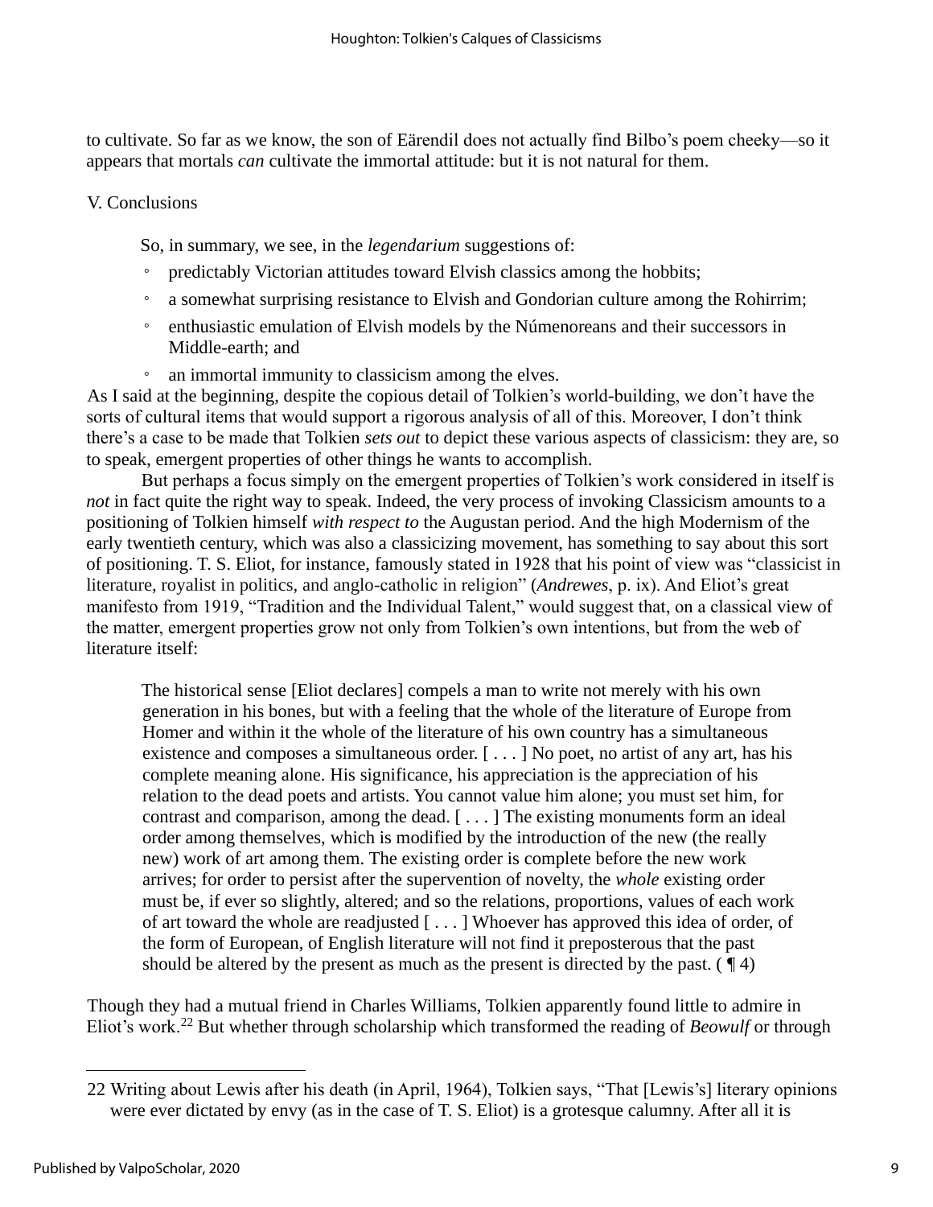to cultivate. So far as we know, the son of Eärendil does not actually find Bilbo's poem cheeky—so it appears that mortals *can* cultivate the immortal attitude: but it is not natural for them.

## V. Conclusions

So, in summary, we see, in the *legendarium* suggestions of:

- predictably Victorian attitudes toward Elvish classics among the hobbits;
- a somewhat surprising resistance to Elvish and Gondorian culture among the Rohirrim;
- enthusiastic emulation of Elvish models by the Númenoreans and their successors in Middle-earth; and
- an immortal immunity to classicism among the elves.

As I said at the beginning, despite the copious detail of Tolkien's world-building, we don't have the sorts of cultural items that would support a rigorous analysis of all of this. Moreover, I don't think there's a case to be made that Tolkien *sets out* to depict these various aspects of classicism: they are, so to speak, emergent properties of other things he wants to accomplish.

But perhaps a focus simply on the emergent properties of Tolkien's work considered in itself is *not* in fact quite the right way to speak. Indeed, the very process of invoking Classicism amounts to a positioning of Tolkien himself *with respect to* the Augustan period. And the high Modernism of the early twentieth century, which was also a classicizing movement, has something to say about this sort of positioning. T. S. Eliot, for instance, famously stated in 1928 that his point of view was "classicist in literature, royalist in politics, and anglo-catholic in religion" (*Andrewes*, p. ix). And Eliot's great manifesto from 1919, "Tradition and the Individual Talent," would suggest that, on a classical view of the matter, emergent properties grow not only from Tolkien's own intentions, but from the web of literature itself:

> The historical sense [Eliot declares] compels a man to write not merely with his own generation in his bones, but with a feeling that the whole of the literature of Europe from Homer and within it the whole of the literature of his own country has a simultaneous existence and composes a simultaneous order. [ . . . ] No poet, no artist of any art, has his complete meaning alone. His significance, his appreciation is the appreciation of his relation to the dead poets and artists. You cannot value him alone; you must set him, for contrast and comparison, among the dead. [ . . . ] The existing monuments form an ideal order among themselves, which is modified by the introduction of the new (the really new) work of art among them. The existing order is complete before the new work arrives; for order to persist after the supervention of novelty, the *whole* existing order must be, if ever so slightly, altered; and so the relations, proportions, values of each work of art toward the whole are readjusted [ . . . ] Whoever has approved this idea of order, of the form of European, of English literature will not find it preposterous that the past should be altered by the present as much as the present is directed by the past. ( ¶ 4)

Though they had a mutual friend in Charles Williams, Tolkien apparently found little to admire in Eliot's work.[22] But whether through scholarship which transformed the reading of *Beowulf* or through

---

22 Writing about Lewis after his death (in April, 1964), Tolkien says, "That [Lewis's] literary opinions were ever dictated by envy (as in the case of T. S. Eliot) is a grotesque calumny. After all it is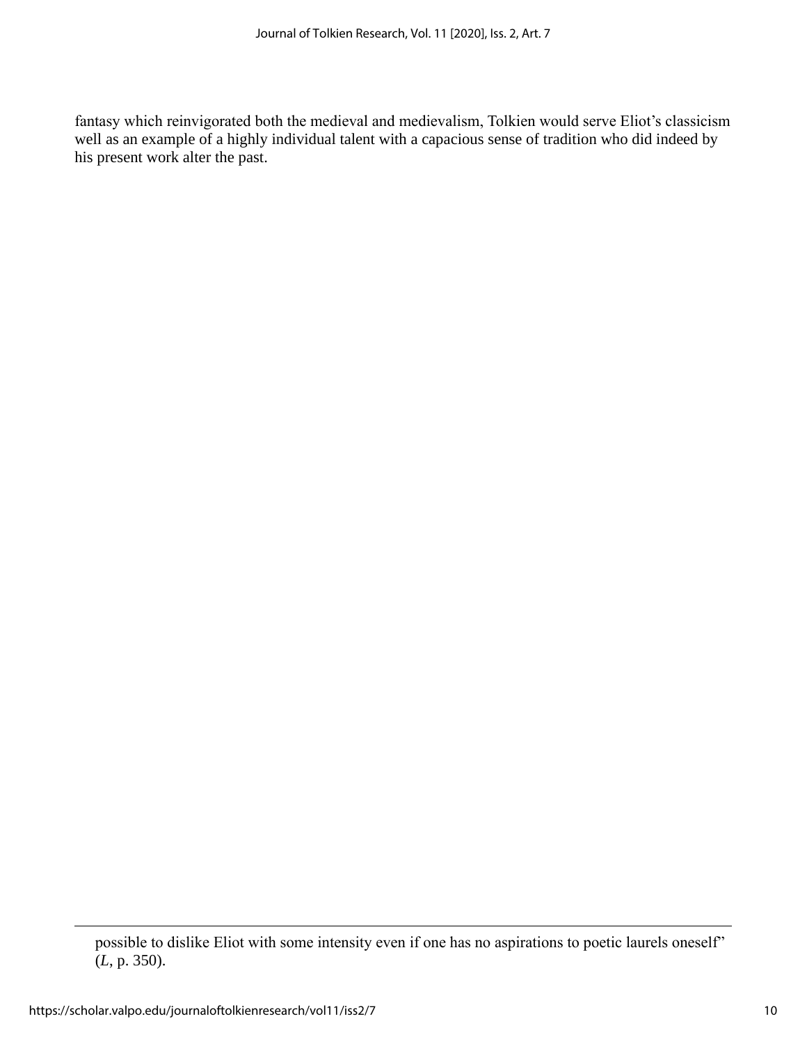fantasy which reinvigorated both the medieval and medievalism, Tolkien would serve Eliot's classicism well as an example of a highly individual talent with a capacious sense of tradition who did indeed by his present work alter the past.

---

possible to dislike Eliot with some intensity even if one has no aspirations to poetic laurels oneself" (*L*, p. 350).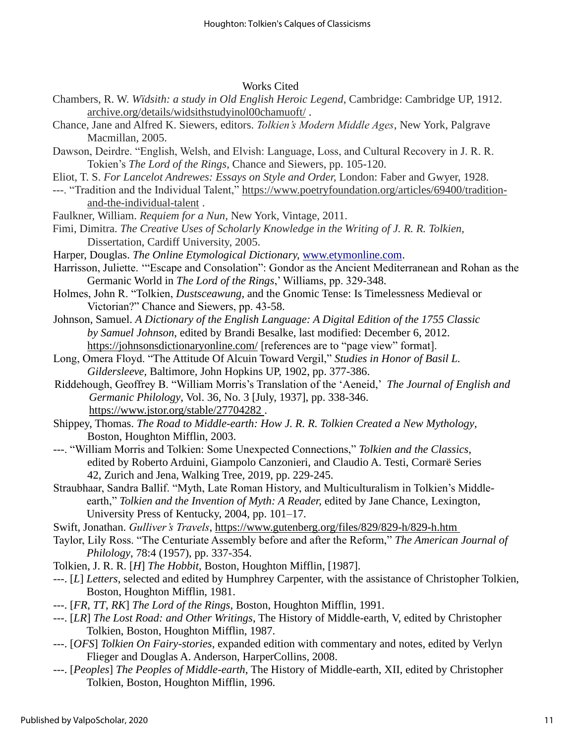## Works Cited

Chambers, R. W. *Wïdsith: a study in Old English Heroic Legend*, Cambridge: Cambridge UP, 1912. archive.org/details/widsithstudyinol00chamuoft/ .

Chance, Jane and Alfred K. Siewers, editors. *Tolkien's Modern Middle Ages*, New York, Palgrave Macmillan, 2005.

Dawson, Deirdre. "English, Welsh, and Elvish: Language, Loss, and Cultural Recovery in J. R. R. Tokien's *The Lord of the Rings*, Chance and Siewers, pp. 105-120.

Eliot, T. S. *For Lancelot Andrewes: Essays on Style and Order,* London: Faber and Gwyer, 1928.

---. "Tradition and the Individual Talent," https://www.poetryfoundation.org/articles/69400/tradition-and-the-individual-talent .

Faulkner, William. *Requiem for a Nun,* New York, Vintage, 2011.

Fimi, Dimitra. *The Creative Uses of Scholarly Knowledge in the Writing of J. R. R. Tolkien,* Dissertation, Cardiff University, 2005.

Harper, Douglas. *The Online Etymological Dictionary,* www.etymonline.com.

Harrisson, Juliette. '"Escape and Consolation": Gondor as the Ancient Mediterranean and Rohan as the Germanic World in *The Lord of the Rings*,' Williams, pp. 329-348.

Holmes, John R. "Tolkien, *Dustsceawung,* and the Gnomic Tense: Is Timelessness Medieval or Victorian?" Chance and Siewers, pp. 43-58.

Johnson, Samuel. *A Dictionary of the English Language: A Digital Edition of the 1755 Classic by Samuel Johnson*, edited by Brandi Besalke, last modified: December 6, 2012. https://johnsonsdictionaryonline.com/ [references are to "page view" format].

Long, Omera Floyd. "The Attitude Of Alcuin Toward Vergil," *Studies in Honor of Basil L. Gildersleeve,* Baltimore, John Hopkins UP, 1902, pp. 377-386.

Riddehough, Geoffrey B. "William Morris's Translation of the 'Aeneid,' *The Journal of English and Germanic Philology*, Vol. 36, No. 3 [July, 1937], pp. 338-346. https://www.jstor.org/stable/27704282 .

Shippey, Thomas. *The Road to Middle-earth: How J. R. R. Tolkien Created a New Mythology*, Boston, Houghton Mifflin, 2003.

---. "William Morris and Tolkien: Some Unexpected Connections," *Tolkien and the Classics*, edited by Roberto Arduini, Giampolo Canzonieri, and Claudio A. Testi, Cormarë Series 42, Zurich and Jena, Walking Tree, 2019, pp. 229-245.

Straubhaar, Sandra Ballif. "Myth, Late Roman History, and Multiculturalism in Tolkien's Middle-earth," *Tolkien and the Invention of Myth: A Reader,* edited by Jane Chance, Lexington, University Press of Kentucky, 2004, pp. 101–17.

Swift, Jonathan. *Gulliver's Travels*, https://www.gutenberg.org/files/829/829-h/829-h.htm

Taylor, Lily Ross. "The Centuriate Assembly before and after the Reform," *The American Journal of Philology,* 78:4 (1957), pp. 337-354.

Tolkien, J. R. R. [*H*] *The Hobbit*, Boston, Houghton Mifflin, [1987].

---. [*L*] *Letters*, selected and edited by Humphrey Carpenter, with the assistance of Christopher Tolkien, Boston, Houghton Mifflin, 1981.

---. [*FR*, *TT*, *RK*] *The Lord of the Rings*, Boston, Houghton Mifflin, 1991.

---. [*LR*] *The Lost Road: and Other Writings*, The History of Middle-earth, V, edited by Christopher Tolkien, Boston, Houghton Mifflin, 1987.

---. [*OFS*] *Tolkien On Fairy-stories*, expanded edition with commentary and notes, edited by Verlyn Flieger and Douglas A. Anderson, HarperCollins, 2008.

---. [*Peoples*] *The Peoples of Middle-earth*, The History of Middle-earth, XII, edited by Christopher Tolkien, Boston, Houghton Mifflin, 1996.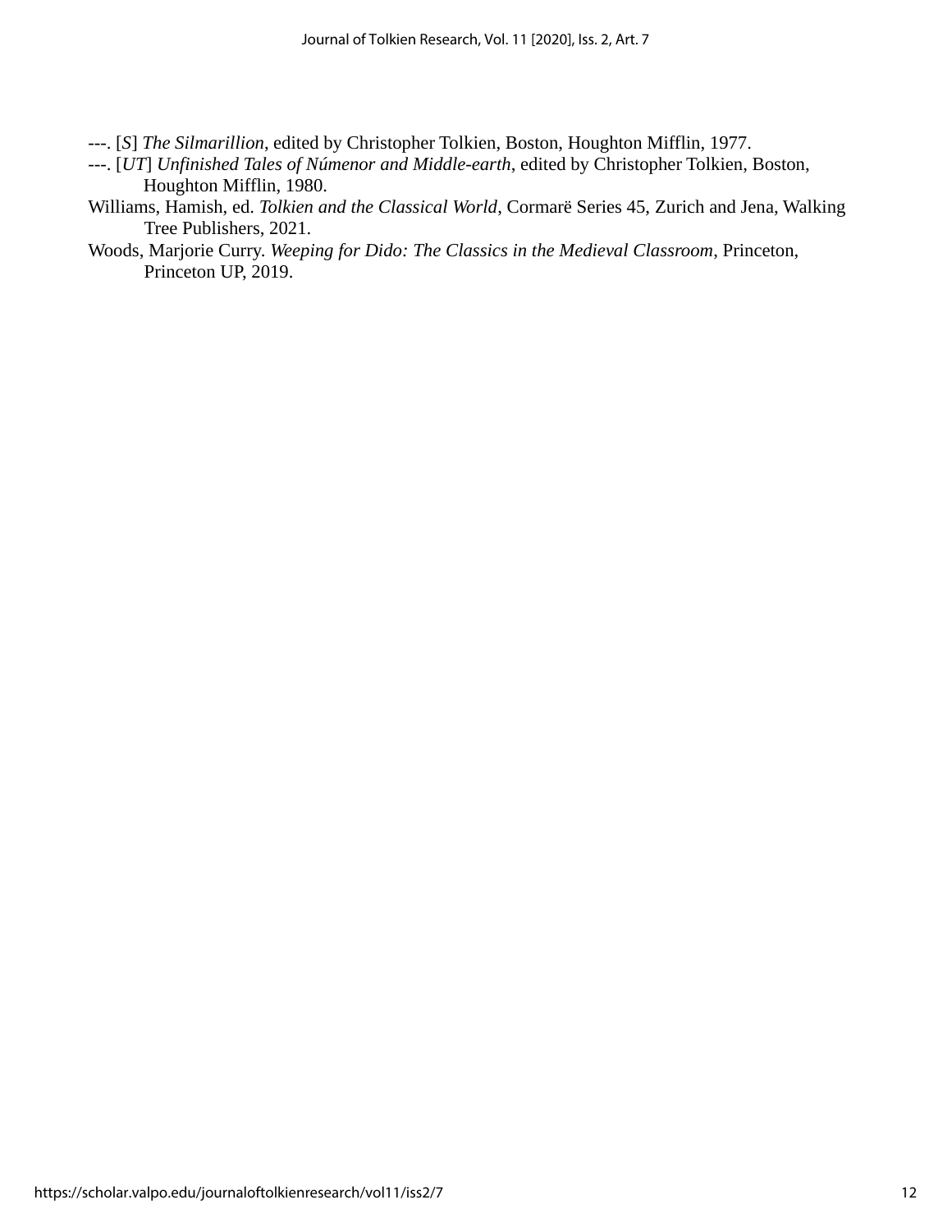---. [*S*] *The Silmarillion*, edited by Christopher Tolkien, Boston, Houghton Mifflin, 1977.

---. [*UT*] *Unfinished Tales of Númenor and Middle-earth*, edited by Christopher Tolkien, Boston, Houghton Mifflin, 1980.

Williams, Hamish, ed. *Tolkien and the Classical World*, Cormarë Series 45, Zurich and Jena, Walking Tree Publishers, 2021.

Woods, Marjorie Curry. *Weeping for Dido: The Classics in the Medieval Classroom*, Princeton, Princeton UP, 2019.